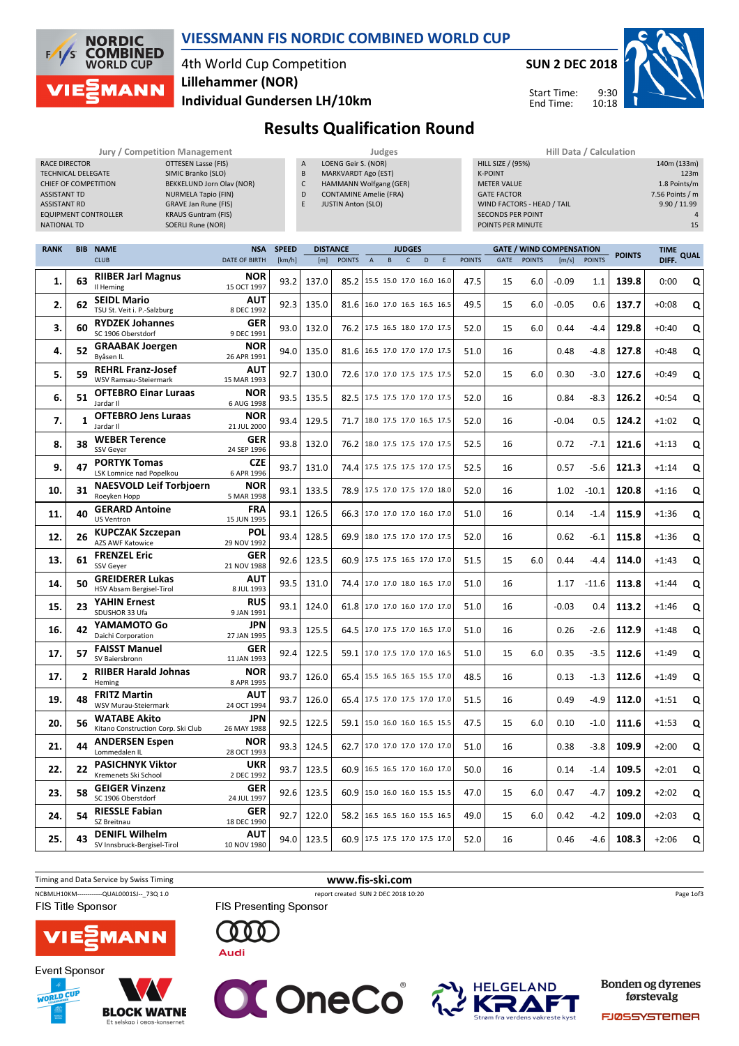# VIESSMANN FIS NORDIC COMBINED WORLD CUP

4th World Cup Competition
**Lillehammer (NOR)**
**Individual Gundersen LH/10km**

**SUN 2 DEC 2018**

Start Time: 9:30
End Time: 10:18

## Results Qualification Round

| Jury / Competition Management | |
|---|---|
| RACE DIRECTOR | OTTESEN Lasse (FIS) |
| TECHNICAL DELEGATE | SIMIC Branko (SLO) |
| CHIEF OF COMPETITION | BEKKELUND Jorn Olav (NOR) |
| ASSISTANT TD | NURMELA Tapio (FIN) |
| ASSISTANT RD | GRAVE Jan Rune (FIS) |
| EQUIPMENT CONTROLLER | KRAUS Guntram (FIS) |
| NATIONAL TD | SOERLI Rune (NOR) |

| Judges | |
|---|---|
| A | LOENG Geir S. (NOR) |
| B | MARKVARDT Ago (EST) |
| C | HAMMANN Wolfgang (GER) |
| D | CONTAMINE Amelie (FRA) |
| E | JUSTIN Anton (SLO) |

| Hill Data / Calculation | |
|---|---|
| HILL SIZE / (95%) | 140m (133m) |
| K-POINT | 123m |
| METER VALUE | 1.8 Points/m |
| GATE FACTOR | 7.56 Points / m |
| WIND FACTORS - HEAD / TAIL | 9.90 / 11.99 |
| SECONDS PER POINT | 4 |
| POINTS PER MINUTE | 15 |

| RANK | BIB | NAME / CLUB | NSA / DATE OF BIRTH | SPEED [km/h] | DISTANCE [m] | DISTANCE POINTS | A | B | C | D | E | JUDGES POINTS | GATE | GATE POINTS | WIND [m/s] | WIND POINTS | POINTS | TIME DIFF. | QUAL |
|---|---|---|---|---|---|---|---|---|---|---|---|---|---|---|---|---|---|---|---|
| 1. | 63 | **RIIBER Jarl Magnus** Il Heming | NOR 15 OCT 1997 | 93.2 | 137.0 | 85.2 | 15.5 | 15.0 | 17.0 | 16.0 | 16.0 | 47.5 | 15 | 6.0 | -0.09 | 1.1 | **139.8** | 0:00 | Q |
| 2. | 62 | **SEIDL Mario** TSU St. Veit i. P.-Salzburg | AUT 8 DEC 1992 | 92.3 | 135.0 | 81.6 | 16.0 | 17.0 | 16.5 | 16.5 | 16.5 | 49.5 | 15 | 6.0 | -0.05 | 0.6 | **137.7** | +0:08 | Q |
| 3. | 60 | **RYDZEK Johannes** SC 1906 Oberstdorf | GER 9 DEC 1991 | 93.0 | 132.0 | 76.2 | 17.5 | 16.5 | 18.0 | 17.0 | 17.5 | 52.0 | 15 | 6.0 | 0.44 | -4.4 | **129.8** | +0:40 | Q |
| 4. | 52 | **GRAABAK Joergen** Byåsen IL | NOR 26 APR 1991 | 94.0 | 135.0 | 81.6 | 16.5 | 17.0 | 17.0 | 17.0 | 17.5 | 51.0 | 16 | | 0.48 | -4.8 | **127.8** | +0:48 | Q |
| 5. | 59 | **REHRL Franz-Josef** WSV Ramsau-Steiermark | AUT 15 MAR 1993 | 92.7 | 130.0 | 72.6 | 17.0 | 17.0 | 17.5 | 17.5 | 17.5 | 52.0 | 15 | 6.0 | 0.30 | -3.0 | **127.6** | +0:49 | Q |
| 6. | 51 | **OFTEBRO Einar Luraas** Jardar Il | NOR 6 AUG 1998 | 93.5 | 135.5 | 82.5 | 17.5 | 17.5 | 17.5 | 17.0 | 17.5 | 52.0 | 16 | | 0.84 | -8.3 | **126.2** | +0:54 | Q |
| 7. | 1 | **OFTEBRO Jens Luraas** Jardar Il | NOR 21 JUL 2000 | 93.4 | 129.5 | 71.7 | 18.0 | 17.5 | 17.0 | 16.5 | 17.5 | 52.0 | 16 | | -0.04 | 0.5 | **124.2** | +1:02 | Q |
| 8. | 38 | **WEBER Terence** SSV Geyer | GER 24 SEP 1996 | 93.8 | 132.0 | 76.2 | 18.0 | 17.5 | 17.5 | 17.0 | 17.5 | 52.5 | 16 | | 0.72 | -7.1 | **121.6** | +1:13 | Q |
| 9. | 47 | **PORTYK Tomas** LSK Lomnice nad Popelkou | CZE 6 APR 1996 | 93.7 | 131.0 | 74.4 | 17.5 | 17.5 | 17.5 | 17.0 | 17.5 | 52.5 | 16 | | 0.57 | -5.6 | **121.3** | +1:14 | Q |
| 10. | 31 | **NAESVOLD Leif Torbjoern** Roeyken Hopp | NOR 5 MAR 1998 | 93.1 | 133.5 | 78.9 | 17.5 | 17.0 | 17.5 | 17.0 | 18.0 | 52.0 | 16 | | 1.02 | -10.1 | **120.8** | +1:16 | Q |
| 11. | 40 | **GERARD Antoine** US Ventron | FRA 15 JUN 1995 | 93.1 | 126.5 | 66.3 | 17.0 | 17.0 | 17.0 | 16.0 | 17.0 | 51.0 | 16 | | 0.14 | -1.4 | **115.9** | +1:36 | Q |
| 12. | 26 | **KUPCZAK Szczepan** AZS AWF Katowice | POL 29 NOV 1992 | 93.4 | 128.5 | 69.9 | 18.0 | 17.5 | 17.0 | 17.0 | 17.5 | 52.0 | 16 | | 0.62 | -6.1 | **115.8** | +1:36 | Q |
| 13. | 61 | **FRENZEL Eric** SSV Geyer | GER 21 NOV 1988 | 92.6 | 123.5 | 60.9 | 17.5 | 17.5 | 16.5 | 17.0 | 17.0 | 51.5 | 15 | 6.0 | 0.44 | -4.4 | **114.0** | +1:43 | Q |
| 14. | 50 | **GREIDERER Lukas** HSV Absam Bergisel-Tirol | AUT 8 JUL 1993 | 93.5 | 131.0 | 74.4 | 17.0 | 17.0 | 18.0 | 16.5 | 17.0 | 51.0 | 16 | | 1.17 | -11.6 | **113.8** | +1:44 | Q |
| 15. | 23 | **YAHIN Ernest** SDUSHOR 33 Ufa | RUS 9 JAN 1991 | 93.1 | 124.0 | 61.8 | 17.0 | 17.0 | 16.0 | 17.0 | 17.0 | 51.0 | 16 | | -0.03 | 0.4 | **113.2** | +1:46 | Q |
| 16. | 42 | **YAMAMOTO Go** Daichi Corporation | JPN 27 JAN 1995 | 93.3 | 125.5 | 64.5 | 17.0 | 17.5 | 17.0 | 16.5 | 17.0 | 51.0 | 16 | | 0.26 | -2.6 | **112.9** | +1:48 | Q |
| 17. | 57 | **FAISST Manuel** SV Baiersbronn | GER 11 JAN 1993 | 92.4 | 122.5 | 59.1 | 17.0 | 17.5 | 17.0 | 17.0 | 16.5 | 51.0 | 15 | 6.0 | 0.35 | -3.5 | **112.6** | +1:49 | Q |
| 17. | 2 | **RIIBER Harald Johnas** Heming | NOR 8 APR 1995 | 93.7 | 126.0 | 65.4 | 15.5 | 16.5 | 16.5 | 15.5 | 17.0 | 48.5 | 16 | | 0.13 | -1.3 | **112.6** | +1:49 | Q |
| 19. | 48 | **FRITZ Martin** WSV Murau-Steiermark | AUT 24 OCT 1994 | 93.7 | 126.0 | 65.4 | 17.5 | 17.0 | 17.5 | 17.0 | 17.0 | 51.5 | 16 | | 0.49 | -4.9 | **112.0** | +1:51 | Q |
| 20. | 56 | **WATABE Akito** Kitano Construction Corp. Ski Club | JPN 26 MAY 1988 | 92.5 | 122.5 | 59.1 | 15.0 | 16.0 | 16.0 | 16.5 | 15.5 | 47.5 | 15 | 6.0 | 0.10 | -1.0 | **111.6** | +1:53 | Q |
| 21. | 44 | **ANDERSEN Espen** Lommedalen IL | NOR 28 OCT 1993 | 93.3 | 124.5 | 62.7 | 17.0 | 17.0 | 17.0 | 17.0 | 17.0 | 51.0 | 16 | | 0.38 | -3.8 | **109.9** | +2:00 | Q |
| 22. | 22 | **PASICHNYK Viktor** Kremenets Ski School | UKR 2 DEC 1992 | 93.7 | 123.5 | 60.9 | 16.5 | 16.5 | 17.0 | 16.0 | 17.0 | 50.0 | 16 | | 0.14 | -1.4 | **109.5** | +2:01 | Q |
| 23. | 58 | **GEIGER Vinzenz** SC 1906 Oberstdorf | GER 24 JUL 1997 | 92.6 | 123.5 | 60.9 | 15.0 | 16.0 | 16.0 | 15.5 | 15.5 | 47.0 | 15 | 6.0 | 0.47 | -4.7 | **109.2** | +2:02 | Q |
| 24. | 54 | **RIESSLE Fabian** SZ Breitnau | GER 18 DEC 1990 | 92.7 | 122.0 | 58.2 | 16.5 | 16.5 | 16.0 | 15.5 | 16.5 | 49.0 | 15 | 6.0 | 0.42 | -4.2 | **109.0** | +2:03 | Q |
| 25. | 43 | **DENIFL Wilhelm** SV Innsbruck-Bergisel-Tirol | AUT 10 NOV 1980 | 94.0 | 123.5 | 60.9 | 17.5 | 17.5 | 17.0 | 17.5 | 17.0 | 52.0 | 16 | | 0.46 | -4.6 | **108.3** | +2:06 | Q |

Timing and Data Service by Swiss Timing

www.fis-ski.com

NCBMLH10KM------------QUAL0001SJ--_73Q 1.0 report created SUN 2 DEC 2018 10:20

FIS Title Sponsor: VIESSMANN

FIS Presenting Sponsor: Audi

Event Sponsor: World Cup Lillehammer, Block Watne (Et selskap i OBOS-konsernet), OneCo, Helgeland Kraft (Strøm fra verdens vakreste kyst), Bonden og dyrenes førstevalg Fjøssystemer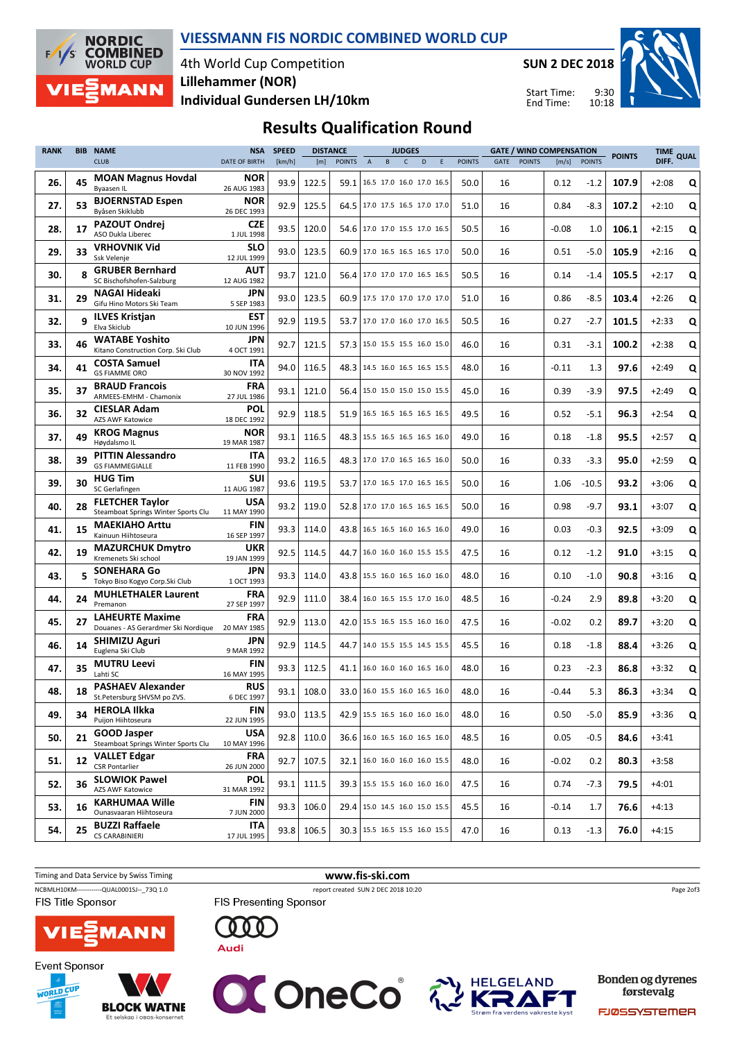# VIESSMANN FIS NORDIC COMBINED WORLD CUP

4th World Cup Competition
**Lillehammer (NOR)**
**Individual Gundersen LH/10km**

**SUN 2 DEC 2018**

Start Time: 9:30
End Time: 10:18

## Results Qualification Round

| RANK | BIB | NAME / CLUB | NSA / DATE OF BIRTH | SPEED [km/h] | DISTANCE [m] | DISTANCE POINTS | JUDGES A | B | C | D | E | JUDGES POINTS | GATE | GATE POINTS | WIND [m/s] | WIND POINTS | POINTS | TIME DIFF. | QUAL |
|---|---|---|---|---|---|---|---|---|---|---|---|---|---|---|---|---|---|---|---|
| 26. | 45 | **MOAN Magnus Hovdal** Byaasen IL | NOR 26 AUG 1983 | 93.9 | 122.5 | 59.1 | 16.5 | 17.0 | 16.0 | 17.0 | 16.5 | 50.0 | 16 | | 0.12 | -1.2 | **107.9** | +2:08 | Q |
| 27. | 53 | **BJOERNSTAD Espen** Byåsen Skiklubb | NOR 26 DEC 1993 | 92.9 | 125.5 | 64.5 | 17.0 | 17.5 | 16.5 | 17.0 | 17.0 | 51.0 | 16 | | 0.84 | -8.3 | **107.2** | +2:10 | Q |
| 28. | 17 | **PAZOUT Ondrej** ASO Dukla Liberec | CZE 1 JUL 1998 | 93.5 | 120.0 | 54.6 | 17.0 | 17.0 | 15.5 | 17.0 | 16.5 | 50.5 | 16 | | -0.08 | 1.0 | **106.1** | +2:15 | Q |
| 29. | 33 | **VRHOVNIK Vid** Ssk Velenje | SLO 12 JUL 1999 | 93.0 | 123.5 | 60.9 | 17.0 | 16.5 | 16.5 | 16.5 | 17.0 | 50.0 | 16 | | 0.51 | -5.0 | **105.9** | +2:16 | Q |
| 30. | 8 | **GRUBER Bernhard** SC Bischofshofen-Salzburg | AUT 12 AUG 1982 | 93.7 | 121.0 | 56.4 | 17.0 | 17.0 | 17.0 | 16.5 | 16.5 | 50.5 | 16 | | 0.14 | -1.4 | **105.5** | +2:17 | Q |
| 31. | 29 | **NAGAI Hideaki** Gifu Hino Motors Ski Team | JPN 5 SEP 1983 | 93.0 | 123.5 | 60.9 | 17.5 | 17.0 | 17.0 | 17.0 | 17.0 | 51.0 | 16 | | 0.86 | -8.5 | **103.4** | +2:26 | Q |
| 32. | 9 | **ILVES Kristjan** Elva Skiclub | EST 10 JUN 1996 | 92.9 | 119.5 | 53.7 | 17.0 | 17.0 | 16.0 | 17.0 | 16.5 | 50.5 | 16 | | 0.27 | -2.7 | **101.5** | +2:33 | Q |
| 33. | 46 | **WATABE Yoshito** Kitano Construction Corp. Ski Club | JPN 4 OCT 1991 | 92.7 | 121.5 | 57.3 | 15.0 | 15.5 | 15.5 | 16.0 | 15.0 | 46.0 | 16 | | 0.31 | -3.1 | **100.2** | +2:38 | Q |
| 34. | 41 | **COSTA Samuel** GS FIAMME ORO | ITA 30 NOV 1992 | 94.0 | 116.5 | 48.3 | 14.5 | 16.0 | 16.5 | 16.5 | 15.5 | 48.0 | 16 | | -0.11 | 1.3 | **97.6** | +2:49 | Q |
| 35. | 37 | **BRAUD Francois** ARMEES-EMHM - Chamonix | FRA 27 JUL 1986 | 93.1 | 121.0 | 56.4 | 15.0 | 15.0 | 15.0 | 15.0 | 15.5 | 45.0 | 16 | | 0.39 | -3.9 | **97.5** | +2:49 | Q |
| 36. | 32 | **CIESLAR Adam** AZS AWF Katowice | POL 18 DEC 1992 | 92.9 | 118.5 | 51.9 | 16.5 | 16.5 | 16.5 | 16.5 | 16.5 | 49.5 | 16 | | 0.52 | -5.1 | **96.3** | +2:54 | Q |
| 37. | 49 | **KROG Magnus** Høydalsmo IL | NOR 19 MAR 1987 | 93.1 | 116.5 | 48.3 | 15.5 | 16.5 | 16.5 | 16.5 | 16.0 | 49.0 | 16 | | 0.18 | -1.8 | **95.5** | +2:57 | Q |
| 38. | 39 | **PITTIN Alessandro** GS FIAMMEGIALLE | ITA 11 FEB 1990 | 93.2 | 116.5 | 48.3 | 17.0 | 17.0 | 16.5 | 16.5 | 16.0 | 50.0 | 16 | | 0.33 | -3.3 | **95.0** | +2:59 | Q |
| 39. | 30 | **HUG Tim** SC Gerlafingen | SUI 11 AUG 1987 | 93.6 | 119.5 | 53.7 | 17.0 | 16.5 | 17.0 | 16.5 | 16.5 | 50.0 | 16 | | 1.06 | -10.5 | **93.2** | +3:06 | Q |
| 40. | 28 | **FLETCHER Taylor** Steamboat Springs Winter Sports Clu | USA 11 MAY 1990 | 93.2 | 119.0 | 52.8 | 17.0 | 17.0 | 16.5 | 16.5 | 16.5 | 50.0 | 16 | | 0.98 | -9.7 | **93.1** | +3:07 | Q |
| 41. | 15 | **MAEKIAHO Arttu** Kainuun Hiihtoseura | FIN 16 SEP 1997 | 93.3 | 114.0 | 43.8 | 16.5 | 16.5 | 16.0 | 16.5 | 16.0 | 49.0 | 16 | | 0.03 | -0.3 | **92.5** | +3:09 | Q |
| 42. | 19 | **MAZURCHUK Dmytro** Kremenets Ski school | UKR 19 JAN 1999 | 92.5 | 114.5 | 44.7 | 16.0 | 16.0 | 16.0 | 15.5 | 15.5 | 47.5 | 16 | | 0.12 | -1.2 | **91.0** | +3:15 | Q |
| 43. | 5 | **SONEHARA Go** Tokyo Biso Kogyo Corp.Ski Club | JPN 1 OCT 1993 | 93.3 | 114.0 | 43.8 | 15.5 | 16.0 | 16.5 | 16.0 | 16.0 | 48.0 | 16 | | 0.10 | -1.0 | **90.8** | +3:16 | Q |
| 44. | 24 | **MUHLETHALER Laurent** Premanon | FRA 27 SEP 1997 | 92.9 | 111.0 | 38.4 | 16.0 | 16.5 | 15.5 | 17.0 | 16.0 | 48.5 | 16 | | -0.24 | 2.9 | **89.8** | +3:20 | Q |
| 45. | 27 | **LAHEURTE Maxime** Douanes - AS Gerardmer Ski Nordique | FRA 20 MAY 1985 | 92.9 | 113.0 | 42.0 | 15.5 | 16.5 | 15.5 | 16.0 | 16.0 | 47.5 | 16 | | -0.02 | 0.2 | **89.7** | +3:20 | Q |
| 46. | 14 | **SHIMIZU Aguri** Euglena Ski Club | JPN 9 MAR 1992 | 92.9 | 114.5 | 44.7 | 14.0 | 15.5 | 15.5 | 14.5 | 15.5 | 45.5 | 16 | | 0.18 | -1.8 | **88.4** | +3:26 | Q |
| 47. | 35 | **MUTRU Leevi** Lahti SC | FIN 16 MAY 1995 | 93.3 | 112.5 | 41.1 | 16.0 | 16.0 | 16.0 | 16.5 | 16.0 | 48.0 | 16 | | 0.23 | -2.3 | **86.8** | +3:32 | Q |
| 48. | 18 | **PASHAEV Alexander** St.Petersburg SHVSM po ZVS. | RUS 6 DEC 1997 | 93.1 | 108.0 | 33.0 | 16.0 | 15.5 | 16.0 | 16.5 | 16.0 | 48.0 | 16 | | -0.44 | 5.3 | **86.3** | +3:34 | Q |
| 49. | 34 | **HEROLA Ilkka** Puijon Hiihtoseura | FIN 22 JUN 1995 | 93.0 | 113.5 | 42.9 | 15.5 | 16.5 | 16.0 | 16.0 | 16.0 | 48.0 | 16 | | 0.50 | -5.0 | **85.9** | +3:36 | Q |
| 50. | 21 | **GOOD Jasper** Steamboat Springs Winter Sports Clu | USA 10 MAY 1996 | 92.8 | 110.0 | 36.6 | 16.0 | 16.5 | 16.0 | 16.5 | 16.0 | 48.5 | 16 | | 0.05 | -0.5 | **84.6** | +3:41 | |
| 51. | 12 | **VALLET Edgar** CSR Pontarlier | FRA 26 JUN 2000 | 92.7 | 107.5 | 32.1 | 16.0 | 16.0 | 16.0 | 16.0 | 15.5 | 48.0 | 16 | | -0.02 | 0.2 | **80.3** | +3:58 | |
| 52. | 36 | **SLOWIOK Pawel** AZS AWF Katowice | POL 31 MAR 1992 | 93.1 | 111.5 | 39.3 | 15.5 | 15.5 | 16.0 | 16.0 | 16.0 | 47.5 | 16 | | 0.74 | -7.3 | **79.5** | +4:01 | |
| 53. | 16 | **KARHUMAA Wille** Ounasvaaran Hiihtoseura | FIN 7 JUN 2000 | 93.3 | 106.0 | 29.4 | 15.0 | 14.5 | 16.0 | 15.0 | 15.5 | 45.5 | 16 | | -0.14 | 1.7 | **76.6** | +4:13 | |
| 54. | 25 | **BUZZI Raffaele** CS CARABINIERI | ITA 17 JUL 1995 | 93.8 | 106.5 | 30.3 | 15.5 | 16.5 | 15.5 | 16.0 | 15.5 | 47.0 | 16 | | 0.13 | -1.3 | **76.0** | +4:15 | |

Timing and Data Service by Swiss Timing
www.fis-ski.com
NCBMLH10KM------------QUAL0001SJ--_73Q 1.0
report created SUN 2 DEC 2018 10:20

FIS Title Sponsor: VIESSMANN
FIS Presenting Sponsor: Audi
Event Sponsor: BLOCK WATNE, OneCo, HELGELAND KRAFT, Bonden og dyrenes førstevalg FJØSSYSTEMER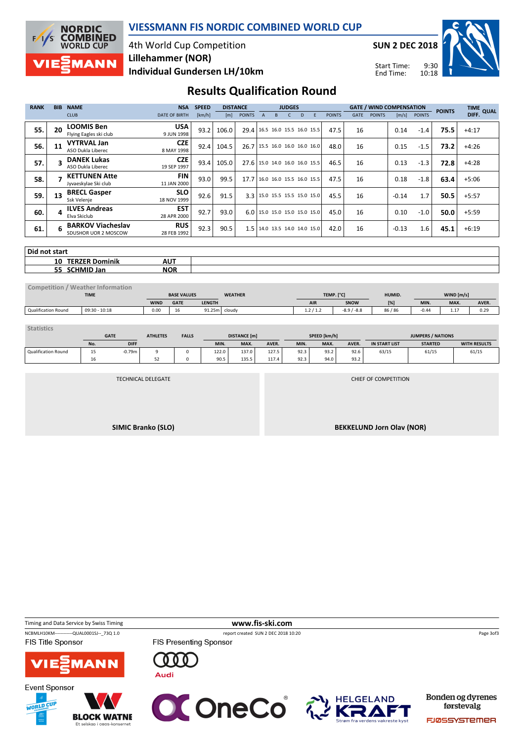# VIESSMANN FIS NORDIC COMBINED WORLD CUP

4th World Cup Competition
**Lillehammer (NOR)**
**Individual Gundersen LH/10km**

**SUN 2 DEC 2018**

Start Time: 9:30
End Time: 10:18

## Results Qualification Round

| RANK | BIB | NAME / CLUB | NSA / DATE OF BIRTH | SPEED [km/h] | DISTANCE [m] | DISTANCE POINTS | JUDGES A | B | C | D | E | JUDGES POINTS | GATE | GATE POINTS | WIND [m/s] | WIND POINTS | POINTS | TIME DIFF. | QUAL |
|---|---|---|---|---|---|---|---|---|---|---|---|---|---|---|---|---|---|---|---|
| 55. | 20 | **LOOMIS Ben** Flying Eagles ski club | **USA** 9 JUN 1998 | 93.2 | 106.0 | 29.4 | 16.5 | 16.0 | 15.5 | 16.0 | 15.5 | 47.5 | 16 | | 0.14 | -1.4 | **75.5** | +4:17 | |
| 56. | 11 | **VYTRVAL Jan** ASO Dukla Liberec | **CZE** 8 MAY 1998 | 92.4 | 104.5 | 26.7 | 15.5 | 16.0 | 16.0 | 16.0 | 16.0 | 48.0 | 16 | | 0.15 | -1.5 | **73.2** | +4:26 | |
| 57. | 3 | **DANEK Lukas** ASO Dukla Liberec | **CZE** 19 SEP 1997 | 93.4 | 105.0 | 27.6 | 15.0 | 14.0 | 16.0 | 16.0 | 15.5 | 46.5 | 16 | | 0.13 | -1.3 | **72.8** | +4:28 | |
| 58. | 7 | **KETTUNEN Atte** Jyvaeskylae Ski club | **FIN** 11 JAN 2000 | 93.0 | 99.5 | 17.7 | 16.0 | 16.0 | 15.5 | 16.0 | 15.5 | 47.5 | 16 | | 0.18 | -1.8 | **63.4** | +5:06 | |
| 59. | 13 | **BRECL Gasper** Ssk Velenje | **SLO** 18 NOV 1999 | 92.6 | 91.5 | 3.3 | 15.0 | 15.5 | 15.5 | 15.0 | 15.0 | 45.5 | 16 | | -0.14 | 1.7 | **50.5** | +5:57 | |
| 60. | 4 | **ILVES Andreas** Elva Skiclub | **EST** 28 APR 2000 | 92.7 | 93.0 | 6.0 | 15.0 | 15.0 | 15.0 | 15.0 | 15.0 | 45.0 | 16 | | 0.10 | -1.0 | **50.0** | +5:59 | |
| 61. | 6 | **BARKOV Viacheslav** SDUSHOR UOR 2 MOSCOW | **RUS** 28 FEB 1992 | 92.3 | 90.5 | 1.5 | 14.0 | 13.5 | 14.0 | 14.0 | 15.0 | 42.0 | 16 | | -0.13 | 1.6 | **45.1** | +6:19 | |

| Did not start | | |
|---|---|---|
| 10 | TERZER Dominik | AUT |
| 55 | SCHMID Jan | NOR |

### Competition / Weather Information

| TIME | | BASE VALUES WIND | GATE | LENGTH | WEATHER | TEMP. [°C] AIR | SNOW | HUMID. [%] | WIND [m/s] MIN. | MAX. | AVER. |
|---|---|---|---|---|---|---|---|---|---|---|---|
| Qualification Round | 09:30 - 10:18 | 0.00 | 16 | 91.25m | cloudy | 1.2 / 1.2 | -8.9 / -8.8 | 86 / 86 | -0.44 | 1.17 | 0.29 |

### Statistics

| | GATE No. | DIFF | ATHLETES | FALLS | DISTANCE [m] MIN. | MAX. | AVER. | SPEED [km/h] MIN. | MAX. | AVER. | JUMPERS / NATIONS IN START LIST | STARTED | WITH RESULTS |
|---|---|---|---|---|---|---|---|---|---|---|---|---|---|
| Qualification Round | 15 | -0.79m | 9 | 0 | 122.0 | 137.0 | 127.5 | 92.3 | 93.2 | 92.6 | 63/15 | 61/15 | 61/15 |
| | 16 | | 52 | 0 | 90.5 | 135.5 | 117.4 | 92.3 | 94.0 | 93.2 | | | |

TECHNICAL DELEGATE

**SIMIC Branko (SLO)**

CHIEF OF COMPETITION

**BEKKELUND Jorn Olav (NOR)**

Timing and Data Service by Swiss Timing

www.fis-ski.com

NCBMLH10KM------------QUAL0001SJ--_73Q 1.0

report created SUN 2 DEC 2018 10:20

FIS Title Sponsor

FIS Presenting Sponsor

Event Sponsor